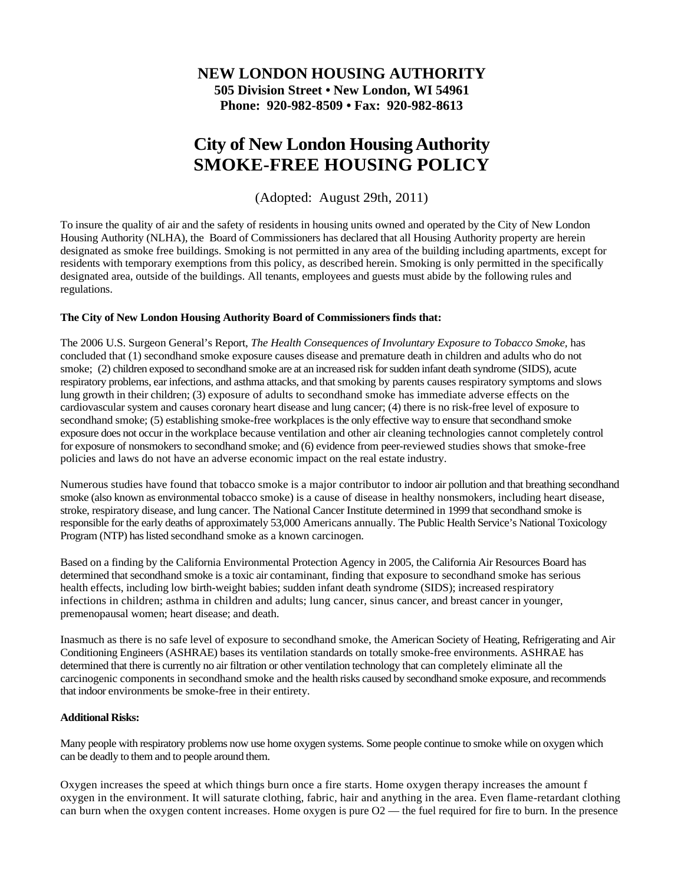# NEW LONDON HOUSING AUTHORITY

**505 Division Street • New London, WI 54961**
**Phone: 920-982-8509 • Fax: 920-982-8613**

# City of New London Housing Authority
# SMOKE-FREE HOUSING POLICY

(Adopted: August 29th, 2011)

To insure the quality of air and the safety of residents in housing units owned and operated by the City of New London Housing Authority (NLHA), the Board of Commissioners has declared that all Housing Authority property are herein designated as smoke free buildings. Smoking is not permitted in any area of the building including apartments, except for residents with temporary exemptions from this policy, as described herein. Smoking is only permitted in the specifically designated area, outside of the buildings. All tenants, employees and guests must abide by the following rules and regulations.

**The City of New London Housing Authority Board of Commissioners finds that:**

The 2006 U.S. Surgeon General's Report, *The Health Consequences of Involuntary Exposure to Tobacco Smoke,* has concluded that (1) secondhand smoke exposure causes disease and premature death in children and adults who do not smoke; (2) children exposed to secondhand smoke are at an increased risk for sudden infant death syndrome (SIDS), acute respiratory problems, ear infections, and asthma attacks, and that smoking by parents causes respiratory symptoms and slows lung growth in their children; (3) exposure of adults to secondhand smoke has immediate adverse effects on the cardiovascular system and causes coronary heart disease and lung cancer; (4) there is no risk-free level of exposure to secondhand smoke; (5) establishing smoke-free workplaces is the only effective way to ensure that secondhand smoke exposure does not occur in the workplace because ventilation and other air cleaning technologies cannot completely control for exposure of nonsmokers to secondhand smoke; and (6) evidence from peer-reviewed studies shows that smoke-free policies and laws do not have an adverse economic impact on the real estate industry.

Numerous studies have found that tobacco smoke is a major contributor to indoor air pollution and that breathing secondhand smoke (also known as environmental tobacco smoke) is a cause of disease in healthy nonsmokers, including heart disease, stroke, respiratory disease, and lung cancer. The National Cancer Institute determined in 1999 that secondhand smoke is responsible for the early deaths of approximately 53,000 Americans annually. The Public Health Service's National Toxicology Program (NTP) has listed secondhand smoke as a known carcinogen.

Based on a finding by the California Environmental Protection Agency in 2005, the California Air Resources Board has determined that secondhand smoke is a toxic air contaminant, finding that exposure to secondhand smoke has serious health effects, including low birth-weight babies; sudden infant death syndrome (SIDS); increased respiratory infections in children; asthma in children and adults; lung cancer, sinus cancer, and breast cancer in younger, premenopausal women; heart disease; and death.

Inasmuch as there is no safe level of exposure to secondhand smoke, the American Society of Heating, Refrigerating and Air Conditioning Engineers (ASHRAE) bases its ventilation standards on totally smoke-free environments. ASHRAE has determined that there is currently no air filtration or other ventilation technology that can completely eliminate all the carcinogenic components in secondhand smoke and the health risks caused by secondhand smoke exposure, and recommends that indoor environments be smoke-free in their entirety.

**Additional Risks:**

Many people with respiratory problems now use home oxygen systems. Some people continue to smoke while on oxygen which can be deadly to them and to people around them.

Oxygen increases the speed at which things burn once a fire starts. Home oxygen therapy increases the amount f oxygen in the environment. It will saturate clothing, fabric, hair and anything in the area. Even flame-retardant clothing can burn when the oxygen content increases. Home oxygen is pure $O_2$ — the fuel required for fire to burn. In the presence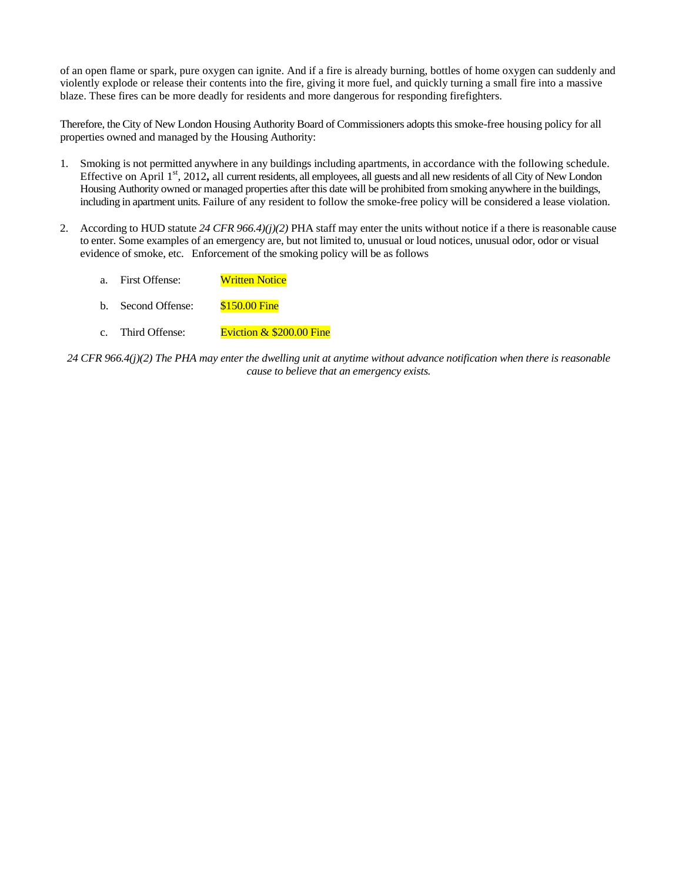of an open flame or spark, pure oxygen can ignite. And if a fire is already burning, bottles of home oxygen can suddenly and violently explode or release their contents into the fire, giving it more fuel, and quickly turning a small fire into a massive blaze. These fires can be more deadly for residents and more dangerous for responding firefighters.

Therefore, the City of New London Housing Authority Board of Commissioners adopts this smoke-free housing policy for all properties owned and managed by the Housing Authority:

1. Smoking is not permitted anywhere in any buildings including apartments, in accordance with the following schedule. Effective on April 1st, 2012**,** all current residents, all employees, all guests and all new residents of all City of New London Housing Authority owned or managed properties after this date will be prohibited from smoking anywhere in the buildings, including in apartment units. Failure of any resident to follow the smoke-free policy will be considered a lease violation.

2. According to HUD statute *24 CFR 966.4)(j)(2)* PHA staff may enter the units without notice if a there is reasonable cause to enter. Some examples of an emergency are, but not limited to, unusual or loud notices, unusual odor, odor or visual evidence of smoke, etc. Enforcement of the smoking policy will be as follows

   a. First Offense: Written Notice

   b. Second Offense: $150.00 Fine

   c. Third Offense: Eviction & $200.00 Fine

*24 CFR 966.4(j)(2) The PHA may enter the dwelling unit at anytime without advance notification when there is reasonable cause to believe that an emergency exists.*